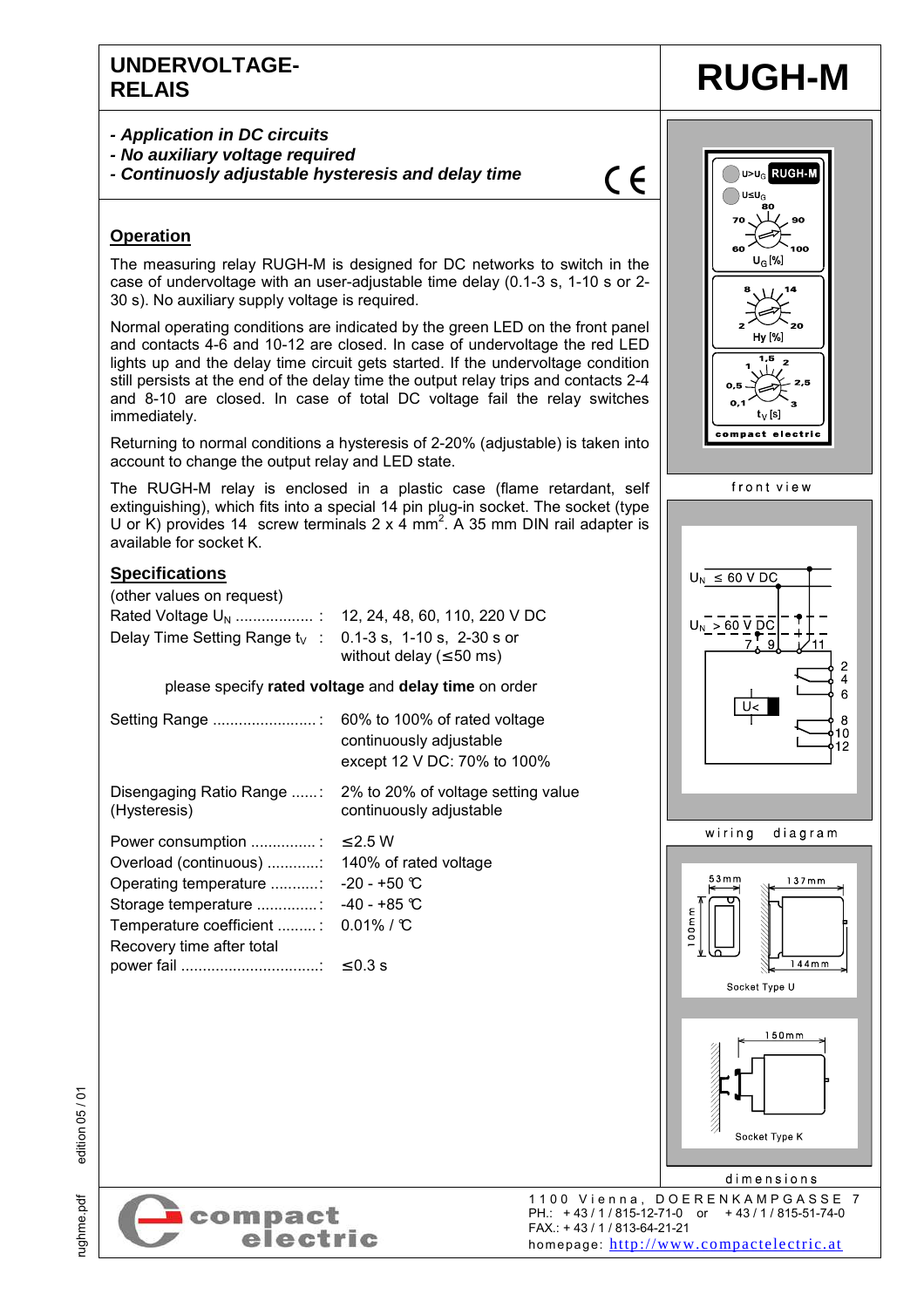# UNDERVOLTAGE-RELAIS

# RUGH-M

- ***Application in DC circuits***
- ***No auxiliary voltage required***
- ***Continuosly adjustable hysteresis and delay time***

## Operation

The measuring relay RUGH-M is designed for DC networks to switch in the case of undervoltage with an user-adjustable time delay (0.1-3 s, 1-10 s or 2-30 s). No auxiliary supply voltage is required.

Normal operating conditions are indicated by the green LED on the front panel and contacts 4-6 and 10-12 are closed. In case of undervoltage the red LED lights up and the delay time circuit gets started. If the undervoltage condition still persists at the end of the delay time the output relay trips and contacts 2-4 and 8-10 are closed. In case of total DC voltage fail the relay switches immediately.

Returning to normal conditions a hysteresis of 2-20% (adjustable) is taken into account to change the output relay and LED state.

The RUGH-M relay is enclosed in a plastic case (flame retardant, self extinguishing), which fits into a special 14 pin plug-in socket. The socket (type U or K) provides 14 screw terminals 2 x 4 $mm^2$. A 35 mm DIN rail adapter is available for socket K.

## Specifications

(other values on request)

| | |
|---|---|
| Rated Voltage $U_N$ .................. : | 12, 24, 48, 60, 110, 220 V DC |
| Delay Time Setting Range $t_V$ : | 0.1-3 s, 1-10 s, 2-30 s or without delay (≤50 ms) |

please specify **rated voltage** and **delay time** on order

| | |
|---|---|
| Setting Range ........................ : | 60% to 100% of rated voltage continuously adjustable except 12 V DC: 70% to 100% |
| Disengaging Ratio Range ......: (Hysteresis) | 2% to 20% of voltage setting value continuously adjustable |
| Power consumption ............... : | ≤2.5 W |
| Overload (continuous) ............: | 140% of rated voltage |
| Operating temperature ...........: | -20 - +50 ℃ |
| Storage temperature ..............: | -40 - +85 ℃ |
| Temperature coefficient .........: | 0.01% / ℃ |
| Recovery time after total power fail ................................: | ≤0.3 s |

U>U<sub></sub>G RUGH-M — U≤UG — $U_G$ [%]: 60, 70, 80, 90, 100 — Hy [%]: 2, 8, 14, 20 — $t_V$ [s]: 0,1, 0,5, 1, 1,5, 2, 2,5, 3 — compact electric

front view

$U_N$ ≤ 60 V DC — $U_N$ > 60 V DC — 7, 9, 11 — U< — 2, 4, 6, 8, 10, 12

wiring diagram

53mm — 137mm — 100mm — 144mm — Socket Type U

150mm — Socket Type K

dimensions

compact electric

1100 Vienna, DOERENKAMPGASSE 7
PH.: +43 / 1 / 815-12-71-0 or +43 / 1 / 815-51-74-0
FAX.: +43 / 1 / 813-64-21-21
homepage: http://www.compactelectric.at

edition 05 / 01
rughme.pdf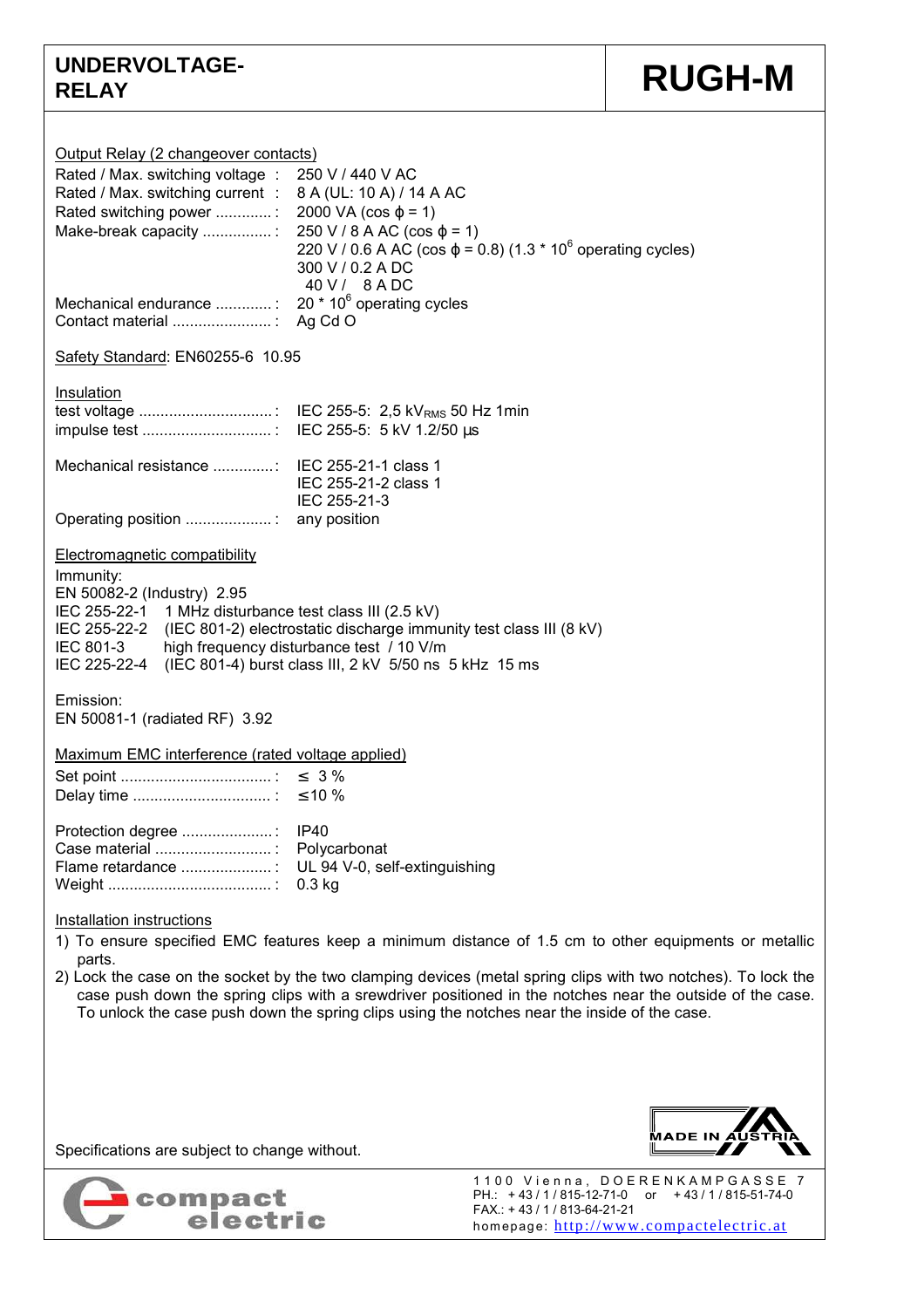# UNDERVOLTAGE-RELAY

# RUGH-M

Output Relay (2 changeover contacts)

| | |
|---|---|
| Rated / Max. switching voltage : | 250 V / 440 V AC |
| Rated / Max. switching current : | 8 A (UL: 10 A) / 14 A AC |
| Rated switching power .............: | 2000 VA (cos ϕ = 1) |
| Make-break capacity ................: | 250 V / 8 A AC (cos ϕ = 1) |
| | 220 V / 0.6 A AC (cos ϕ = 0.8) (1.3 * $10^6$ operating cycles) |
| | 300 V / 0.2 A DC |
| | 40 V / 8 A DC |
| Mechanical endurance .............: | 20 * $10^6$ operating cycles |
| Contact material .......................: | Ag Cd O |

Safety Standard: EN60255-6 10.95

Insulation

| | |
|---|---|
| test voltage ...............................: | IEC 255-5: 2,5 $kV_{RMS}$ 50 Hz 1min |
| impulse test ..............................: | IEC 255-5: 5 kV 1.2/50 µs |

| | |
|---|---|
| Mechanical resistance ..............: | IEC 255-21-1 class 1 |
| | IEC 255-21-2 class 1 |
| | IEC 255-21-3 |
| Operating position ....................: | any position |

Electromagnetic compatibility

Immunity:
EN 50082-2 (Industry) 2.95

| | |
|---|---|
| IEC 255-22-1 | 1 MHz disturbance test class III (2.5 kV) |
| IEC 255-22-2 | (IEC 801-2) electrostatic discharge immunity test class III (8 kV) |
| IEC 801-3 | high frequency disturbance test / 10 V/m |
| IEC 225-22-4 | (IEC 801-4) burst class III, 2 kV 5/50 ns 5 kHz 15 ms |

Emission:
EN 50081-1 (radiated RF) 3.92

Maximum EMC interference (rated voltage applied)

| | |
|---|---|
| Set point ...................................: | ≤ 3 % |
| Delay time ................................: | ≤10 % |

| | |
|---|---|
| Protection degree .....................: | IP40 |
| Case material ...........................: | Polycarbonat |
| Flame retardance .....................: | UL 94 V-0, self-extinguishing |
| Weight ......................................: | 0.3 kg |

Installation instructions

1) To ensure specified EMC features keep a minimum distance of 1.5 cm to other equipments or metallic parts.
2) Lock the case on the socket by the two clamping devices (metal spring clips with two notches). To lock the case push down the spring clips with a srewdriver positioned in the notches near the outside of the case. To unlock the case push down the spring clips using the notches near the inside of the case.

Specifications are subject to change without.

MADE IN AUSTRIA

compact electric

1100 Vienna, DOERENKAMPGASSE 7
PH.: +43 / 1 / 815-12-71-0 or +43 / 1 / 815-51-74-0
FAX.: +43 / 1 / 813-64-21-21
homepage: http://www.compactelectric.at